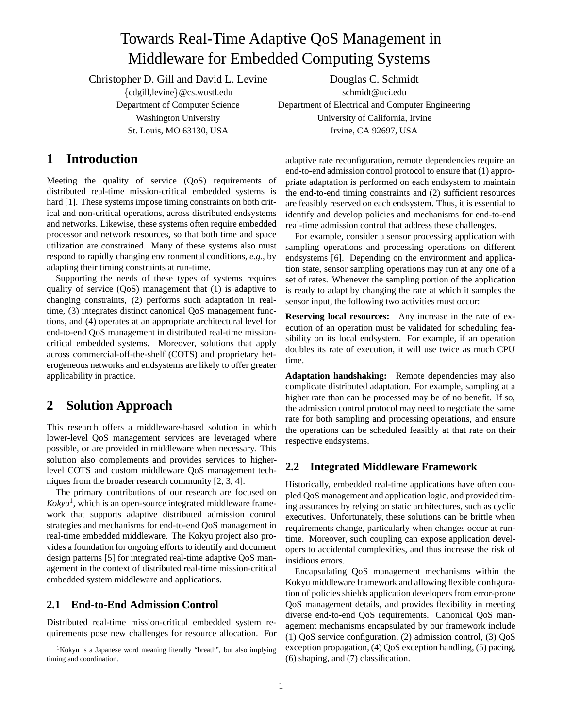# Towards Real-Time Adaptive QoS Management in Middleware for Embedded Computing Systems

Christopher D. Gill and David L. Levine
{cdgill,levine}@cs.wustl.edu
Department of Computer Science
Washington University
St. Louis, MO 63130, USA

Douglas C. Schmidt
schmidt@uci.edu
Department of Electrical and Computer Engineering
University of California, Irvine
Irvine, CA 92697, USA

## 1 Introduction

Meeting the quality of service (QoS) requirements of distributed real-time mission-critical embedded systems is hard [1]. These systems impose timing constraints on both critical and non-critical operations, across distributed endsystems and networks. Likewise, these systems often require embedded processor and network resources, so that both time and space utilization are constrained. Many of these systems also must respond to rapidly changing environmental conditions, *e.g.*, by adapting their timing constraints at run-time.

Supporting the needs of these types of systems requires quality of service (QoS) management that (1) is adaptive to changing constraints, (2) performs such adaptation in real-time, (3) integrates distinct canonical QoS management functions, and (4) operates at an appropriate architectural level for end-to-end QoS management in distributed real-time mission-critical embedded systems. Moreover, solutions that apply across commercial-off-the-shelf (COTS) and proprietary heterogeneous networks and endsystems are likely to offer greater applicability in practice.

## 2 Solution Approach

This research offers a middleware-based solution in which lower-level QoS management services are leveraged where possible, or are provided in middleware when necessary. This solution also complements and provides services to higher-level COTS and custom middleware QoS management techniques from the broader research community [2, 3, 4].

The primary contributions of our research are focused on *Kokyu*[1], which is an open-source integrated middleware framework that supports adaptive distributed admission control strategies and mechanisms for end-to-end QoS management in real-time embedded middleware. The Kokyu project also provides a foundation for ongoing efforts to identify and document design patterns [5] for integrated real-time adaptive QoS management in the context of distributed real-time mission-critical embedded system middleware and applications.

### 2.1 End-to-End Admission Control

Distributed real-time mission-critical embedded system requirements pose new challenges for resource allocation. For adaptive rate reconfiguration, remote dependencies require an end-to-end admission control protocol to ensure that (1) appropriate adaptation is performed on each endsystem to maintain the end-to-end timing constraints and (2) sufficient resources are feasibly reserved on each endsystem. Thus, it is essential to identify and develop policies and mechanisms for end-to-end real-time admission control that address these challenges.

For example, consider a sensor processing application with sampling operations and processing operations on different endsystems [6]. Depending on the environment and application state, sensor sampling operations may run at any one of a set of rates. Whenever the sampling portion of the application is ready to adapt by changing the rate at which it samples the sensor input, the following two activities must occur:

**Reserving local resources:** Any increase in the rate of execution of an operation must be validated for scheduling feasibility on its local endsystem. For example, if an operation doubles its rate of execution, it will use twice as much CPU time.

**Adaptation handshaking:** Remote dependencies may also complicate distributed adaptation. For example, sampling at a higher rate than can be processed may be of no benefit. If so, the admission control protocol may need to negotiate the same rate for both sampling and processing operations, and ensure the operations can be scheduled feasibly at that rate on their respective endsystems.

### 2.2 Integrated Middleware Framework

Historically, embedded real-time applications have often coupled QoS management and application logic, and provided timing assurances by relying on static architectures, such as cyclic executives. Unfortunately, these solutions can be brittle when requirements change, particularly when changes occur at run-time. Moreover, such coupling can expose application developers to accidental complexities, and thus increase the risk of insidious errors.

Encapsulating QoS management mechanisms within the Kokyu middleware framework and allowing flexible configuration of policies shields application developers from error-prone QoS management details, and provides flexibility in meeting diverse end-to-end QoS requirements. Canonical QoS management mechanisms encapsulated by our framework include (1) QoS service configuration, (2) admission control, (3) QoS exception propagation, (4) QoS exception handling, (5) pacing, (6) shaping, and (7) classification.

[1] Kokyu is a Japanese word meaning literally "breath", but also implying timing and coordination.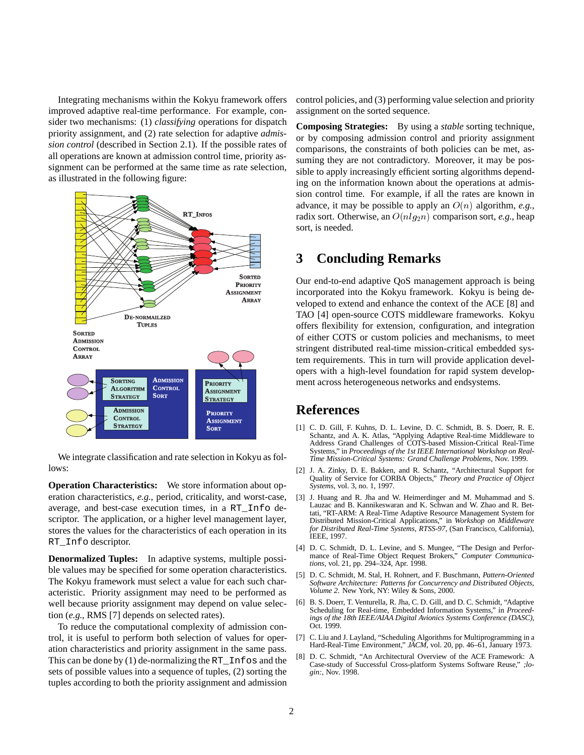Integrating mechanisms within the Kokyu framework offers improved adaptive real-time performance. For example, consider two mechanisms: (1) *classifying* operations for dispatch priority assignment, and (2) rate selection for adaptive *admission control* (described in Section 2.1). If the possible rates of all operations are known at admission control time, priority assignment can be performed at the same time as rate selection, as illustrated in the following figure:

RT_INFOS

SORTED PRIORITY ASSIGNMENT ARRAY

DE-NORMALIZED TUPLES

SORTED ADMISSION CONTROL ARRAY

SORTING ALGORITHM STRATEGY

ADMISSION CONTROL SORT

ADMISSION CONTROL STRATEGY

PRIORITY ASSIGNMENT STRATEGY

PRIORITY ASSIGNMENT SORT

We integrate classification and rate selection in Kokyu as follows:

**Operation Characteristics:** We store information about operation characteristics, *e.g.*, period, criticality, and worst-case, average, and best-case execution times, in a RT_Info descriptor. The application, or a higher level management layer, stores the values for the characteristics of each operation in its RT_Info descriptor.

**Denormalized Tuples:** In adaptive systems, multiple possible values may be specified for some operation characteristics. The Kokyu framework must select a value for each such characteristic. Priority assignment may need to be performed as well because priority assignment may depend on value selection (*e.g.*, RMS [7] depends on selected rates).

To reduce the computational complexity of admission control, it is useful to perform both selection of values for operation characteristics and priority assignment in the same pass. This can be done by (1) de-normalizing the RT_Infos and the sets of possible values into a sequence of tuples, (2) sorting the tuples according to both the priority assignment and admission control policies, and (3) performing value selection and priority assignment on the sorted sequence.

**Composing Strategies:** By using a *stable* sorting technique, or by composing admission control and priority assignment comparisons, the constraints of both policies can be met, assuming they are not contradictory. Moreover, it may be possible to apply increasingly efficient sorting algorithms depending on the information known about the operations at admission control time. For example, if all the rates are known in advance, it may be possible to apply an $O(n)$ algorithm, *e.g.*, radix sort. Otherwise, an $O(nlg_2n)$ comparison sort, *e.g.*, heap sort, is needed.

## 3 Concluding Remarks

Our end-to-end adaptive QoS management approach is being incorporated into the Kokyu framework. Kokyu is being developed to extend and enhance the context of the ACE [8] and TAO [4] open-source COTS middleware frameworks. Kokyu offers flexibility for extension, configuration, and integration of either COTS or custom policies and mechanisms, to meet stringent distributed real-time mission-critical embedded system requirements. This in turn will provide application developers with a high-level foundation for rapid system development across heterogeneous networks and endsystems.

## References

[1] C. D. Gill, F. Kuhns, D. L. Levine, D. C. Schmidt, B. S. Doerr, R. E. Schantz, and A. K. Atlas, "Applying Adaptive Real-time Middleware to Address Grand Challenges of COTS-based Mission-Critical Real-Time Systems," in *Proceedings of the 1st IEEE International Workshop on Real-Time Mission-Critical Systems: Grand Challenge Problems*, Nov. 1999.

[2] J. A. Zinky, D. E. Bakken, and R. Schantz, "Architectural Support for Quality of Service for CORBA Objects," *Theory and Practice of Object Systems*, vol. 3, no. 1, 1997.

[3] J. Huang and R. Jha and W. Heimerdinger and M. Muhammad and S. Lauzac and B. Kannikeswaran and K. Schwan and W. Zhao and R. Bettati, "RT-ARM: A Real-Time Adaptive Resource Management System for Distributed Mission-Critical Applications," in *Workshop on Middleware for Distributed Real-Time Systems, RTSS-97*, (San Francisco, California), IEEE, 1997.

[4] D. C. Schmidt, D. L. Levine, and S. Mungee, "The Design and Performance of Real-Time Object Request Brokers," *Computer Communications*, vol. 21, pp. 294–324, Apr. 1998.

[5] D. C. Schmidt, M. Stal, H. Rohnert, and F. Buschmann, *Pattern-Oriented Software Architecture: Patterns for Concurrency and Distributed Objects, Volume 2*. New York, NY: Wiley & Sons, 2000.

[6] B. S. Doerr, T. Venturella, R. Jha, C. D. Gill, and D. C. Schmidt, "Adaptive Scheduling for Real-time, Embedded Information Systems," in *Proceedings of the 18th IEEE/AIAA Digital Avionics Systems Conference (DASC)*, Oct. 1999.

[7] C. Liu and J. Layland, "Scheduling Algorithms for Multiprogramming in a Hard-Real-Time Environment," *JACM*, vol. 20, pp. 46–61, January 1973.

[8] D. C. Schmidt, "An Architectural Overview of the ACE Framework: A Case-study of Successful Cross-platform Systems Software Reuse," *;login:*, Nov. 1998.